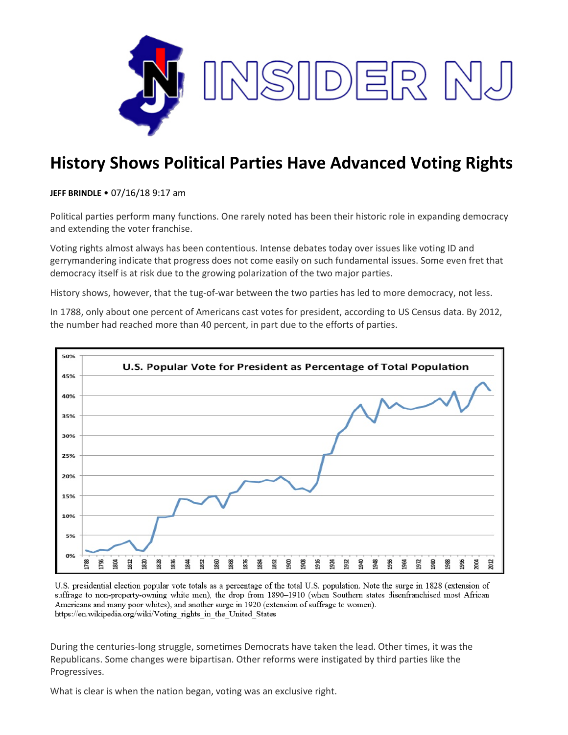# History Shows Political Parties Have Advanced Voting Rights

**JEFF BRINDLE** • 07/16/18 9:17 am

Political parties perform many functions. One rarely noted has been their historic role in expanding democracy and extending the voter franchise.

Voting rights almost always has been contentious. Intense debates today over issues like voting ID and gerrymandering indicate that progress does not come easily on such fundamental issues. Some even fret that democracy itself is at risk due to the growing polarization of the two major parties.

History shows, however, that the tug-of-war between the two parties has led to more democracy, not less.

In 1788, only about one percent of Americans cast votes for president, according to US Census data. By 2012, the number had reached more than 40 percent, in part due to the efforts of parties.

U.S. presidential election popular vote totals as a percentage of the total U.S. population. Note the surge in 1828 (extension of suffrage to non-property-owning white men), the drop from 1890–1910 (when Southern states disenfranchised most African Americans and many poor whites), and another surge in 1920 (extension of suffrage to women).
https://en.wikipedia.org/wiki/Voting_rights_in_the_United_States

During the centuries-long struggle, sometimes Democrats have taken the lead. Other times, it was the Republicans. Some changes were bipartisan. Other reforms were instigated by third parties like the Progressives.

What is clear is when the nation began, voting was an exclusive right.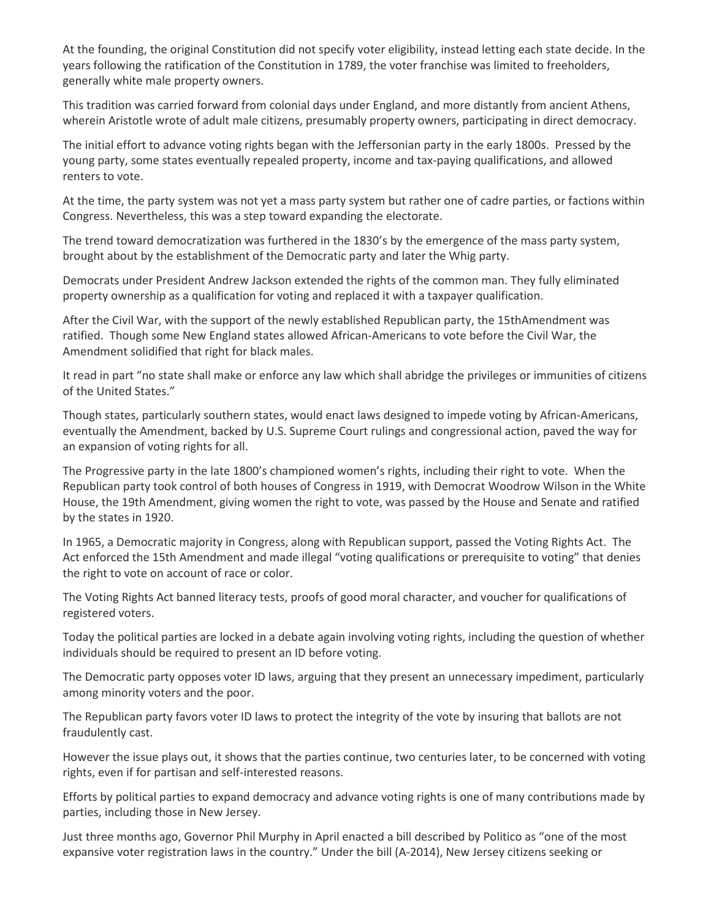At the founding, the original Constitution did not specify voter eligibility, instead letting each state decide. In the years following the ratification of the Constitution in 1789, the voter franchise was limited to freeholders, generally white male property owners.

This tradition was carried forward from colonial days under England, and more distantly from ancient Athens, wherein Aristotle wrote of adult male citizens, presumably property owners, participating in direct democracy.

The initial effort to advance voting rights began with the Jeffersonian party in the early 1800s. Pressed by the young party, some states eventually repealed property, income and tax-paying qualifications, and allowed renters to vote.

At the time, the party system was not yet a mass party system but rather one of cadre parties, or factions within Congress. Nevertheless, this was a step toward expanding the electorate.

The trend toward democratization was furthered in the 1830's by the emergence of the mass party system, brought about by the establishment of the Democratic party and later the Whig party.

Democrats under President Andrew Jackson extended the rights of the common man. They fully eliminated property ownership as a qualification for voting and replaced it with a taxpayer qualification.

After the Civil War, with the support of the newly established Republican party, the 15thAmendment was ratified. Though some New England states allowed African-Americans to vote before the Civil War, the Amendment solidified that right for black males.

It read in part "no state shall make or enforce any law which shall abridge the privileges or immunities of citizens of the United States."

Though states, particularly southern states, would enact laws designed to impede voting by African-Americans, eventually the Amendment, backed by U.S. Supreme Court rulings and congressional action, paved the way for an expansion of voting rights for all.

The Progressive party in the late 1800's championed women's rights, including their right to vote. When the Republican party took control of both houses of Congress in 1919, with Democrat Woodrow Wilson in the White House, the 19th Amendment, giving women the right to vote, was passed by the House and Senate and ratified by the states in 1920.

In 1965, a Democratic majority in Congress, along with Republican support, passed the Voting Rights Act. The Act enforced the 15th Amendment and made illegal "voting qualifications or prerequisite to voting" that denies the right to vote on account of race or color.

The Voting Rights Act banned literacy tests, proofs of good moral character, and voucher for qualifications of registered voters.

Today the political parties are locked in a debate again involving voting rights, including the question of whether individuals should be required to present an ID before voting.

The Democratic party opposes voter ID laws, arguing that they present an unnecessary impediment, particularly among minority voters and the poor.

The Republican party favors voter ID laws to protect the integrity of the vote by insuring that ballots are not fraudulently cast.

However the issue plays out, it shows that the parties continue, two centuries later, to be concerned with voting rights, even if for partisan and self-interested reasons.

Efforts by political parties to expand democracy and advance voting rights is one of many contributions made by parties, including those in New Jersey.

Just three months ago, Governor Phil Murphy in April enacted a bill described by Politico as "one of the most expansive voter registration laws in the country." Under the bill (A-2014), New Jersey citizens seeking or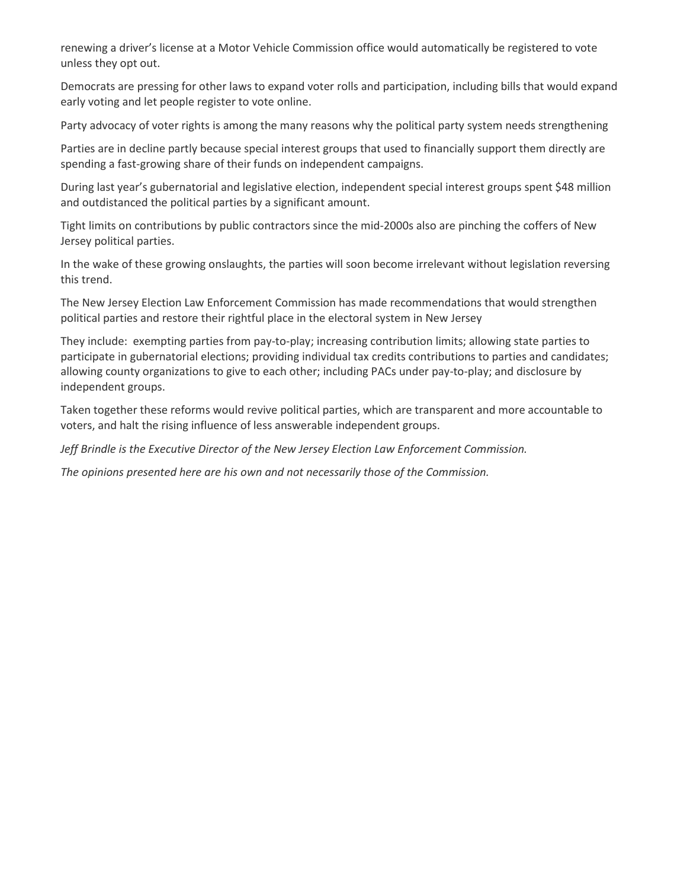renewing a driver's license at a Motor Vehicle Commission office would automatically be registered to vote unless they opt out.

Democrats are pressing for other laws to expand voter rolls and participation, including bills that would expand early voting and let people register to vote online.

Party advocacy of voter rights is among the many reasons why the political party system needs strengthening

Parties are in decline partly because special interest groups that used to financially support them directly are spending a fast-growing share of their funds on independent campaigns.

During last year's gubernatorial and legislative election, independent special interest groups spent $48 million and outdistanced the political parties by a significant amount.

Tight limits on contributions by public contractors since the mid-2000s also are pinching the coffers of New Jersey political parties.

In the wake of these growing onslaughts, the parties will soon become irrelevant without legislation reversing this trend.

The New Jersey Election Law Enforcement Commission has made recommendations that would strengthen political parties and restore their rightful place in the electoral system in New Jersey

They include: exempting parties from pay-to-play; increasing contribution limits; allowing state parties to participate in gubernatorial elections; providing individual tax credits contributions to parties and candidates; allowing county organizations to give to each other; including PACs under pay-to-play; and disclosure by independent groups.

Taken together these reforms would revive political parties, which are transparent and more accountable to voters, and halt the rising influence of less answerable independent groups.

*Jeff Brindle is the Executive Director of the New Jersey Election Law Enforcement Commission.*

*The opinions presented here are his own and not necessarily those of the Commission.*